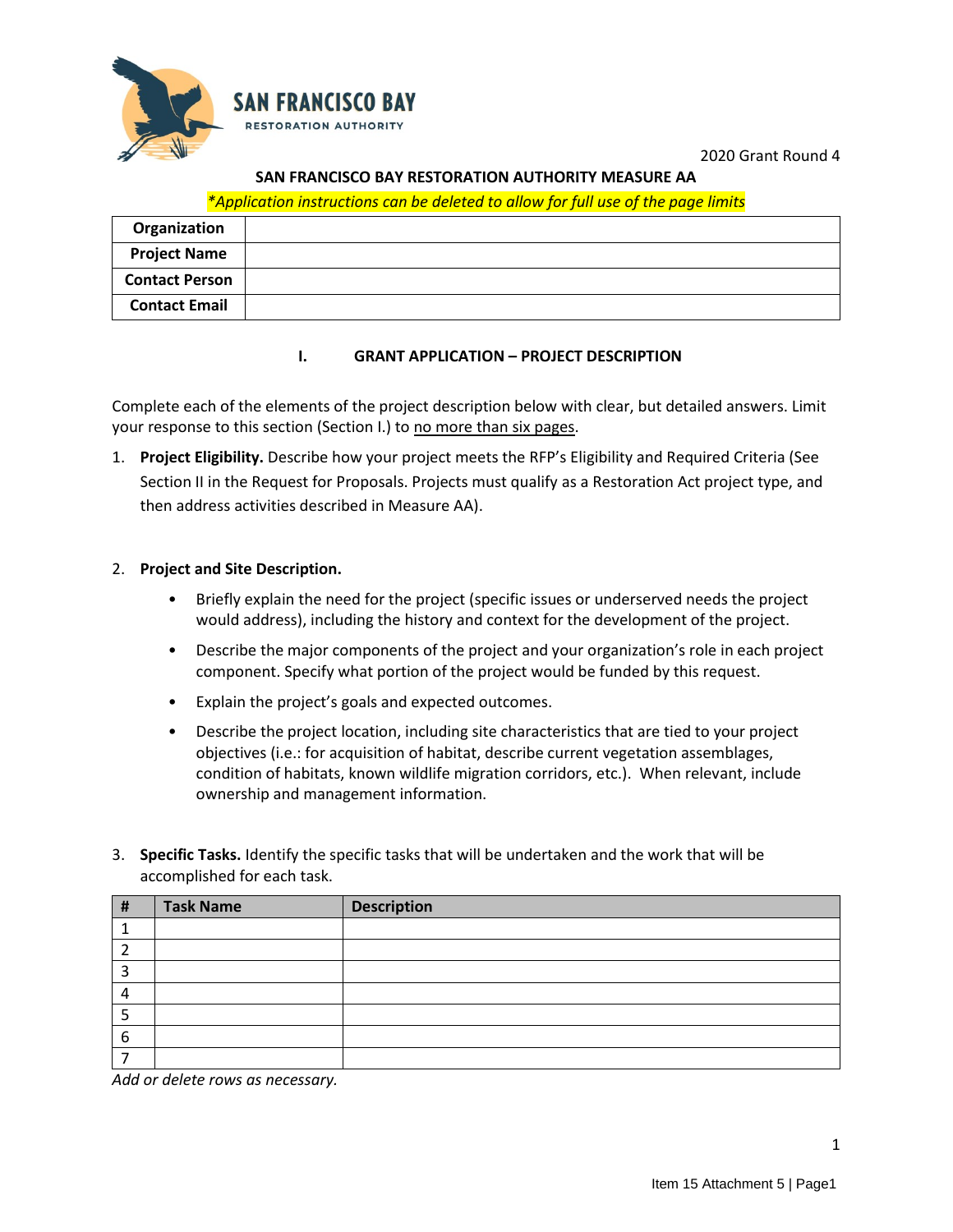SAN FRANCISCO BAY
RESTORATION AUTHORITY

2020 Grant Round 4

**SAN FRANCISCO BAY RESTORATION AUTHORITY MEASURE AA**

*\*Application instructions can be deleted to allow for full use of the page limits*

| **Organization** | |
|---|---|
| **Project Name** | |
| **Contact Person** | |
| **Contact Email** | |

## I. GRANT APPLICATION – PROJECT DESCRIPTION

Complete each of the elements of the project description below with clear, but detailed answers. Limit your response to this section (Section I.) to no more than six pages.

1. **Project Eligibility.** Describe how your project meets the RFP's Eligibility and Required Criteria (See Section II in the Request for Proposals. Projects must qualify as a Restoration Act project type, and then address activities described in Measure AA).

2. **Project and Site Description.**
   - Briefly explain the need for the project (specific issues or underserved needs the project would address), including the history and context for the development of the project.
   - Describe the major components of the project and your organization's role in each project component. Specify what portion of the project would be funded by this request.
   - Explain the project's goals and expected outcomes.
   - Describe the project location, including site characteristics that are tied to your project objectives (i.e.: for acquisition of habitat, describe current vegetation assemblages, condition of habitats, known wildlife migration corridors, etc.). When relevant, include ownership and management information.

3. **Specific Tasks.** Identify the specific tasks that will be undertaken and the work that will be accomplished for each task.

| # | Task Name | Description |
|---|---|---|
| 1 | | |
| 2 | | |
| 3 | | |
| 4 | | |
| 5 | | |
| 6 | | |
| 7 | | |

*Add or delete rows as necessary.*

Item 15 Attachment 5 | Page1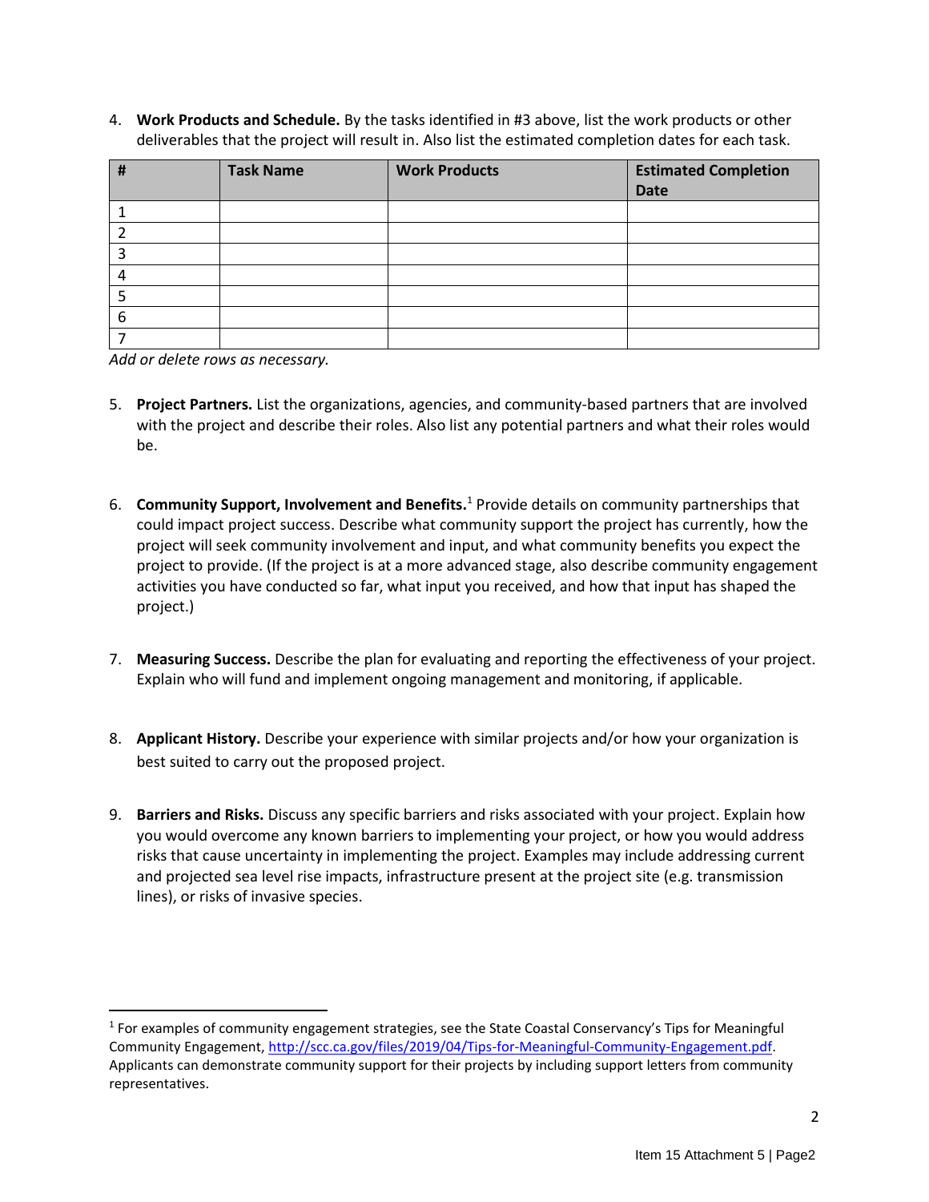4. **Work Products and Schedule.** By the tasks identified in #3 above, list the work products or other deliverables that the project will result in. Also list the estimated completion dates for each task.

| # | Task Name | Work Products | Estimated Completion Date |
|---|---|---|---|
| 1 | | | |
| 2 | | | |
| 3 | | | |
| 4 | | | |
| 5 | | | |
| 6 | | | |
| 7 | | | |

*Add or delete rows as necessary.*

5. **Project Partners.** List the organizations, agencies, and community-based partners that are involved with the project and describe their roles. Also list any potential partners and what their roles would be.

6. **Community Support, Involvement and Benefits.**[1] Provide details on community partnerships that could impact project success. Describe what community support the project has currently, how the project will seek community involvement and input, and what community benefits you expect the project to provide. (If the project is at a more advanced stage, also describe community engagement activities you have conducted so far, what input you received, and how that input has shaped the project.)

7. **Measuring Success.** Describe the plan for evaluating and reporting the effectiveness of your project. Explain who will fund and implement ongoing management and monitoring, if applicable.

8. **Applicant History.** Describe your experience with similar projects and/or how your organization is best suited to carry out the proposed project.

9. **Barriers and Risks.** Discuss any specific barriers and risks associated with your project. Explain how you would overcome any known barriers to implementing your project, or how you would address risks that cause uncertainty in implementing the project. Examples may include addressing current and projected sea level rise impacts, infrastructure present at the project site (e.g. transmission lines), or risks of invasive species.

---

[1] For examples of community engagement strategies, see the State Coastal Conservancy's Tips for Meaningful Community Engagement, http://scc.ca.gov/files/2019/04/Tips-for-Meaningful-Community-Engagement.pdf. Applicants can demonstrate community support for their projects by including support letters from community representatives.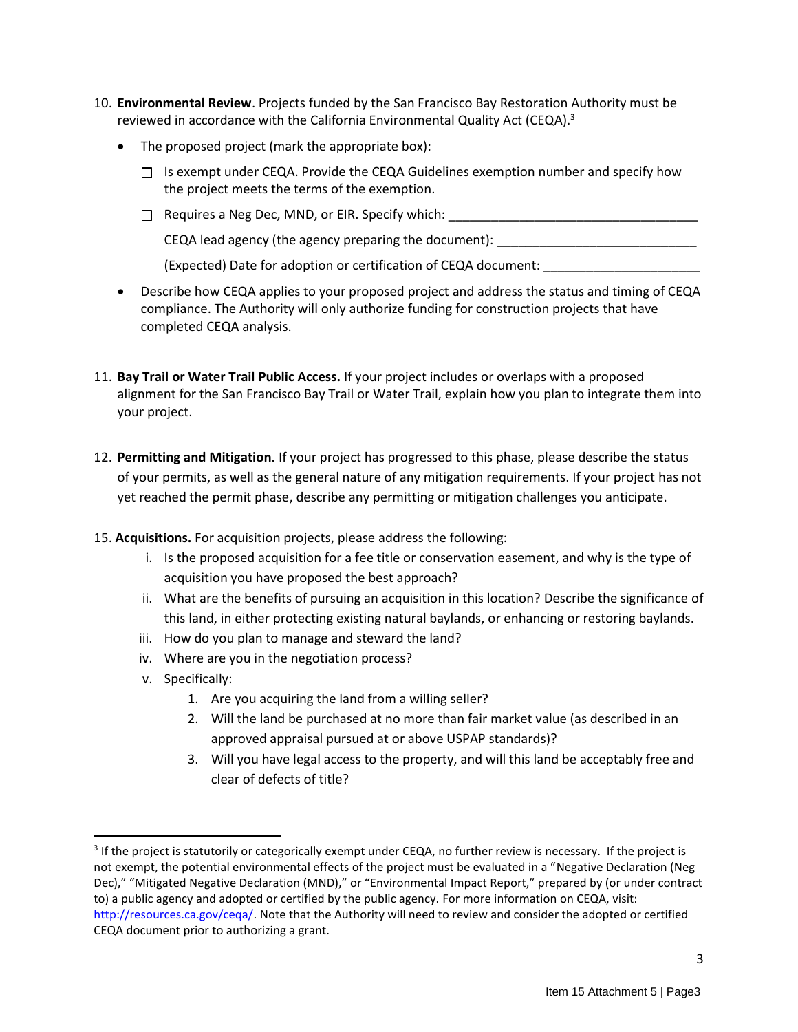10. **Environmental Review**. Projects funded by the San Francisco Bay Restoration Authority must be reviewed in accordance with the California Environmental Quality Act (CEQA).[3]

    - The proposed project (mark the appropriate box):

      ☐ Is exempt under CEQA. Provide the CEQA Guidelines exemption number and specify how the project meets the terms of the exemption.

      ☐ Requires a Neg Dec, MND, or EIR. Specify which: ___________________________________

      CEQA lead agency (the agency preparing the document): ____________________________

      (Expected) Date for adoption or certification of CEQA document: ______________________

    - Describe how CEQA applies to your proposed project and address the status and timing of CEQA compliance. The Authority will only authorize funding for construction projects that have completed CEQA analysis.

11. **Bay Trail or Water Trail Public Access.** If your project includes or overlaps with a proposed alignment for the San Francisco Bay Trail or Water Trail, explain how you plan to integrate them into your project.

12. **Permitting and Mitigation.** If your project has progressed to this phase, please describe the status of your permits, as well as the general nature of any mitigation requirements. If your project has not yet reached the permit phase, describe any permitting or mitigation challenges you anticipate.

15. **Acquisitions.** For acquisition projects, please address the following:
    - i. Is the proposed acquisition for a fee title or conservation easement, and why is the type of acquisition you have proposed the best approach?
    - ii. What are the benefits of pursuing an acquisition in this location? Describe the significance of this land, in either protecting existing natural baylands, or enhancing or restoring baylands.
    - iii. How do you plan to manage and steward the land?
    - iv. Where are you in the negotiation process?
    - v. Specifically:
        1. Are you acquiring the land from a willing seller?
        2. Will the land be purchased at no more than fair market value (as described in an approved appraisal pursued at or above USPAP standards)?
        3. Will you have legal access to the property, and will this land be acceptably free and clear of defects of title?

---

[3] If the project is statutorily or categorically exempt under CEQA, no further review is necessary. If the project is not exempt, the potential environmental effects of the project must be evaluated in a "Negative Declaration (Neg Dec)," "Mitigated Negative Declaration (MND)," or "Environmental Impact Report," prepared by (or under contract to) a public agency and adopted or certified by the public agency. For more information on CEQA, visit: [http://resources.ca.gov/ceqa/](http://resources.ca.gov/ceqa/). Note that the Authority will need to review and consider the adopted or certified CEQA document prior to authorizing a grant.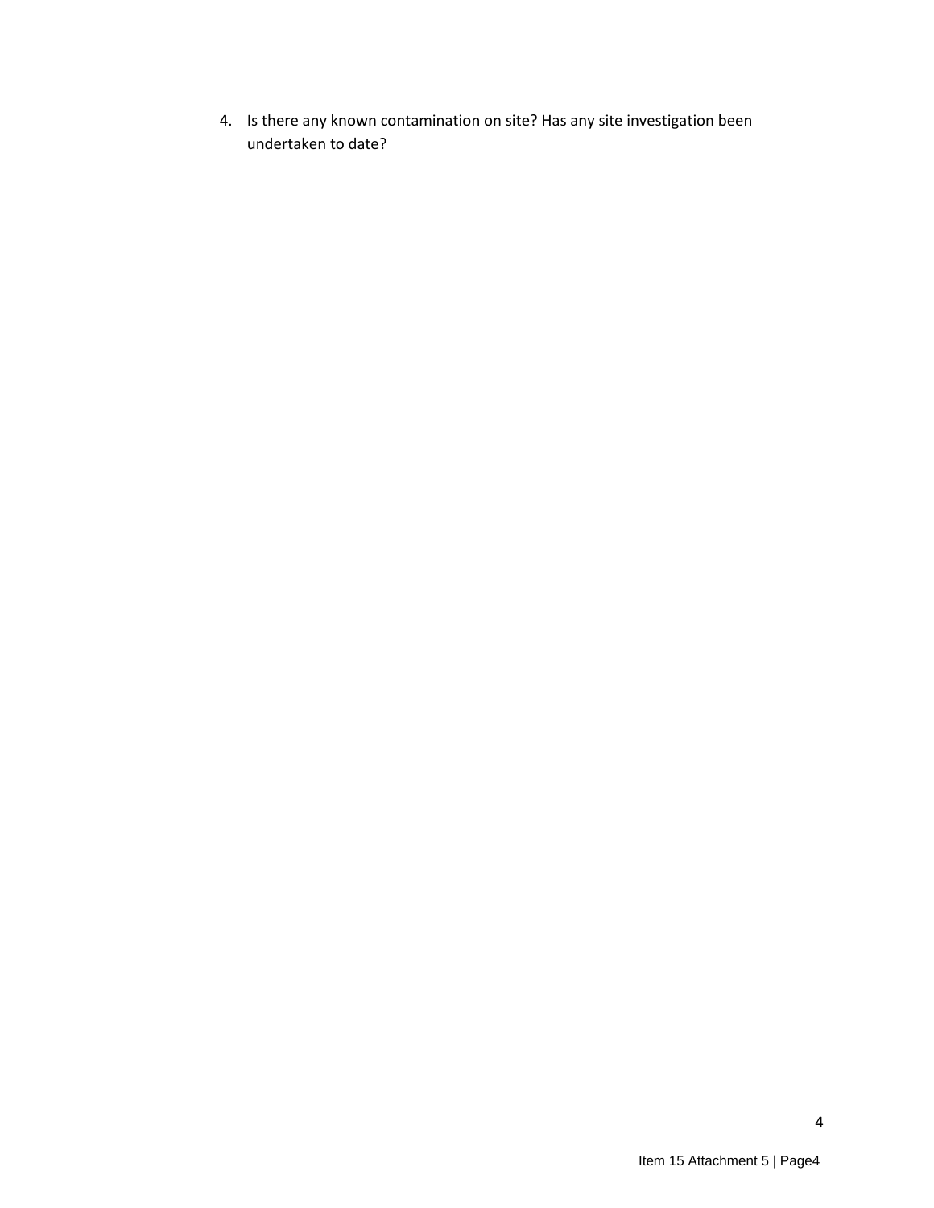4. Is there any known contamination on site? Has any site investigation been undertaken to date?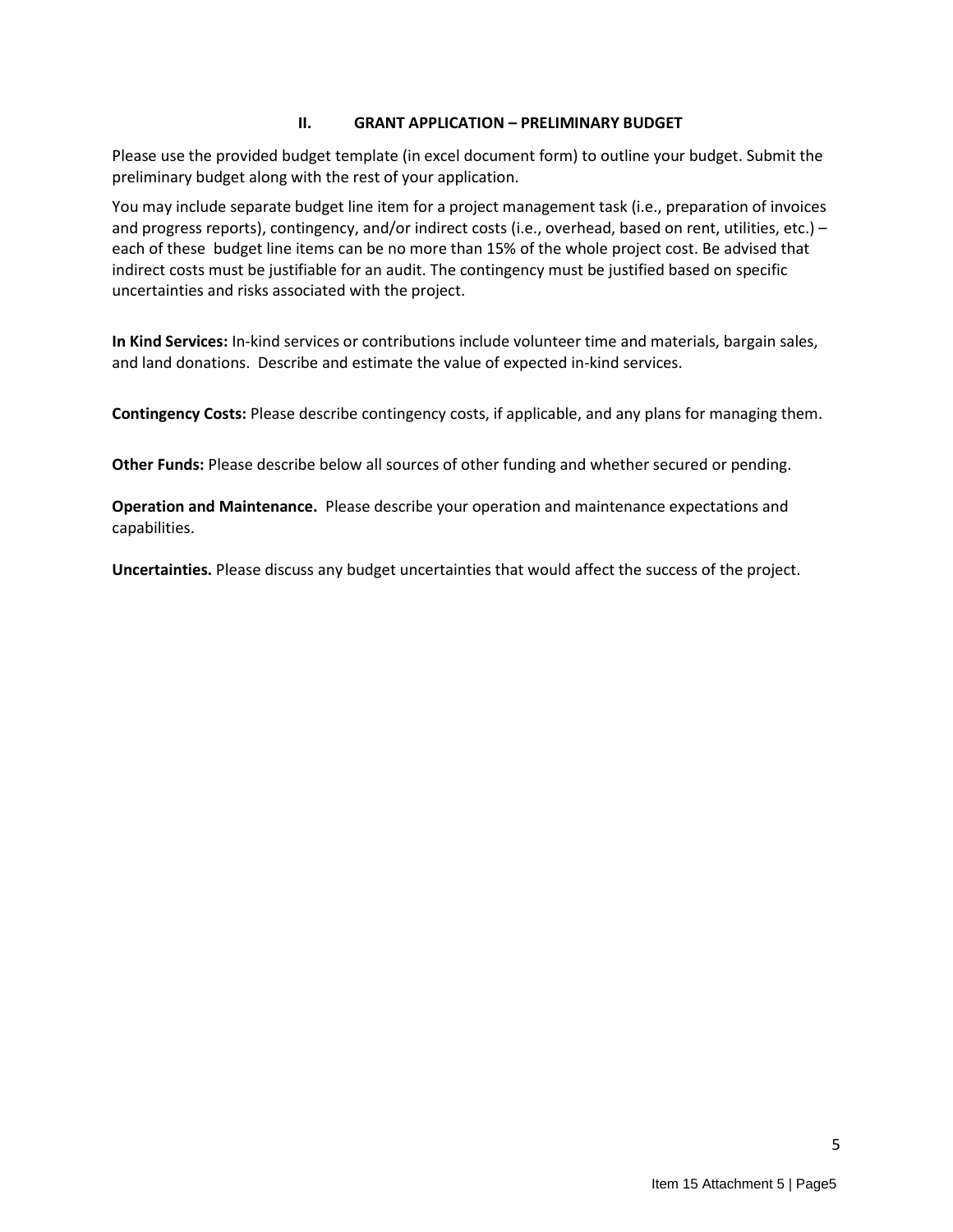## II. GRANT APPLICATION – PRELIMINARY BUDGET

Please use the provided budget template (in excel document form) to outline your budget. Submit the preliminary budget along with the rest of your application.

You may include separate budget line item for a project management task (i.e., preparation of invoices and progress reports), contingency, and/or indirect costs (i.e., overhead, based on rent, utilities, etc.) – each of these budget line items can be no more than 15% of the whole project cost. Be advised that indirect costs must be justifiable for an audit. The contingency must be justified based on specific uncertainties and risks associated with the project.

**In Kind Services:** In-kind services or contributions include volunteer time and materials, bargain sales, and land donations. Describe and estimate the value of expected in-kind services.

**Contingency Costs:** Please describe contingency costs, if applicable, and any plans for managing them.

**Other Funds:** Please describe below all sources of other funding and whether secured or pending.

**Operation and Maintenance.** Please describe your operation and maintenance expectations and capabilities.

**Uncertainties.** Please discuss any budget uncertainties that would affect the success of the project.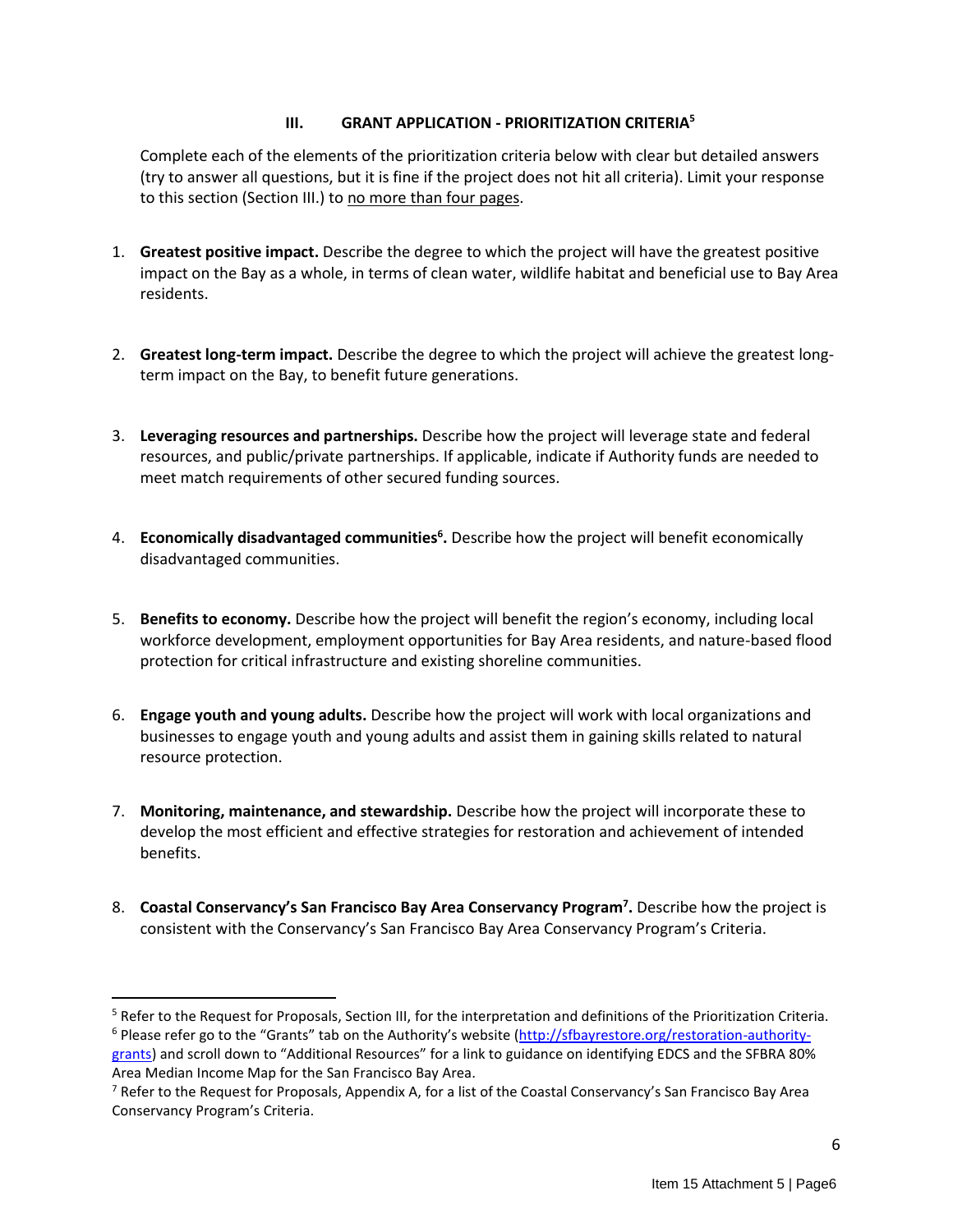## III. GRANT APPLICATION - PRIORITIZATION CRITERIA[5]

Complete each of the elements of the prioritization criteria below with clear but detailed answers (try to answer all questions, but it is fine if the project does not hit all criteria). Limit your response to this section (Section III.) to no more than four pages.

1. **Greatest positive impact.** Describe the degree to which the project will have the greatest positive impact on the Bay as a whole, in terms of clean water, wildlife habitat and beneficial use to Bay Area residents.

2. **Greatest long-term impact.** Describe the degree to which the project will achieve the greatest long-term impact on the Bay, to benefit future generations.

3. **Leveraging resources and partnerships.** Describe how the project will leverage state and federal resources, and public/private partnerships. If applicable, indicate if Authority funds are needed to meet match requirements of other secured funding sources.

4. **Economically disadvantaged communities[6].** Describe how the project will benefit economically disadvantaged communities.

5. **Benefits to economy.** Describe how the project will benefit the region's economy, including local workforce development, employment opportunities for Bay Area residents, and nature-based flood protection for critical infrastructure and existing shoreline communities.

6. **Engage youth and young adults.** Describe how the project will work with local organizations and businesses to engage youth and young adults and assist them in gaining skills related to natural resource protection.

7. **Monitoring, maintenance, and stewardship.** Describe how the project will incorporate these to develop the most efficient and effective strategies for restoration and achievement of intended benefits.

8. **Coastal Conservancy's San Francisco Bay Area Conservancy Program[7].** Describe how the project is consistent with the Conservancy's San Francisco Bay Area Conservancy Program's Criteria.

---

[5] Refer to the Request for Proposals, Section III, for the interpretation and definitions of the Prioritization Criteria.

[6] Please refer go to the "Grants" tab on the Authority's website (http://sfbayrestore.org/restoration-authority-grants) and scroll down to "Additional Resources" for a link to guidance on identifying EDCS and the SFBRA 80% Area Median Income Map for the San Francisco Bay Area.

[7] Refer to the Request for Proposals, Appendix A, for a list of the Coastal Conservancy's San Francisco Bay Area Conservancy Program's Criteria.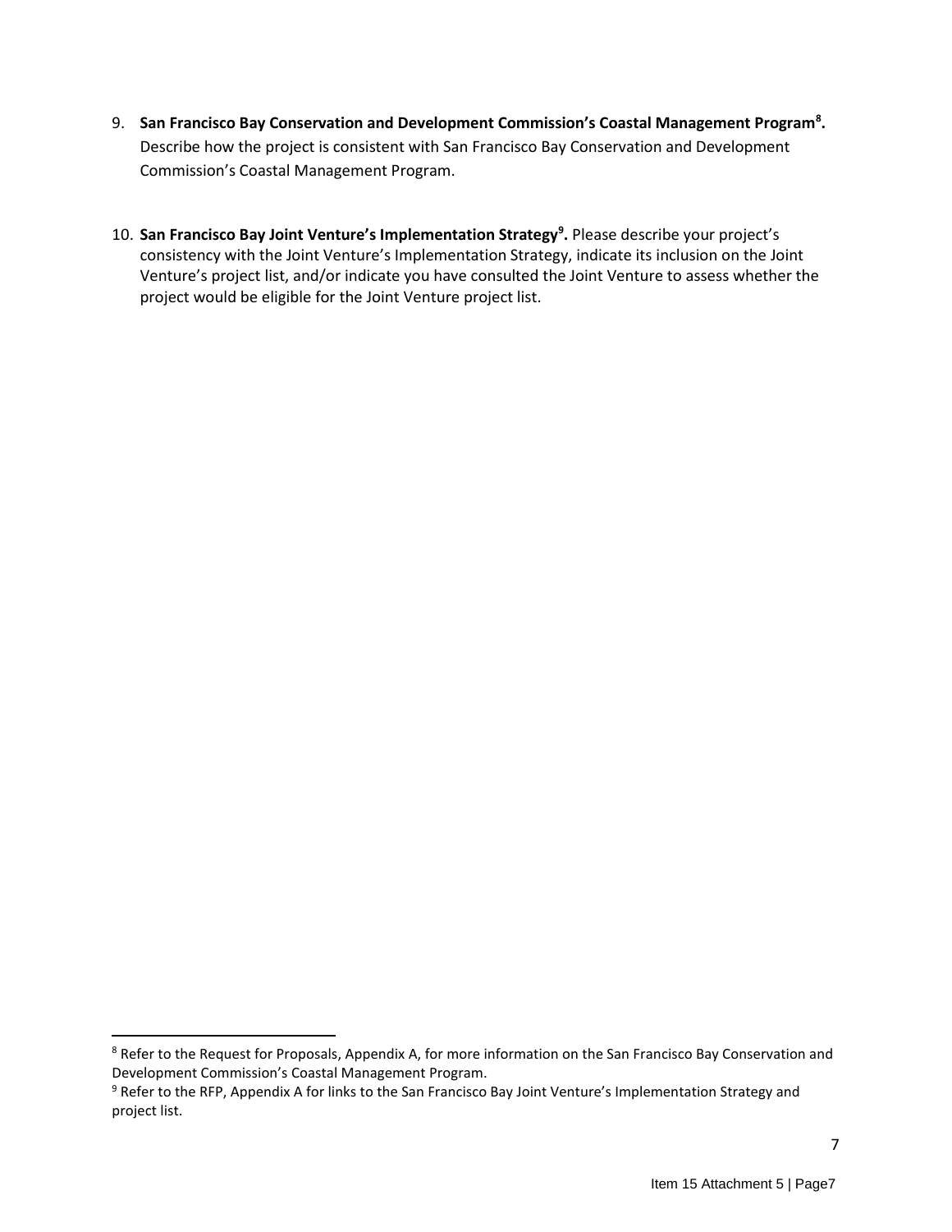9. **San Francisco Bay Conservation and Development Commission's Coastal Management Program[8].** Describe how the project is consistent with San Francisco Bay Conservation and Development Commission's Coastal Management Program.

10. **San Francisco Bay Joint Venture's Implementation Strategy[9].** Please describe your project's consistency with the Joint Venture's Implementation Strategy, indicate its inclusion on the Joint Venture's project list, and/or indicate you have consulted the Joint Venture to assess whether the project would be eligible for the Joint Venture project list.

---

[8] Refer to the Request for Proposals, Appendix A, for more information on the San Francisco Bay Conservation and Development Commission's Coastal Management Program.

[9] Refer to the RFP, Appendix A for links to the San Francisco Bay Joint Venture's Implementation Strategy and project list.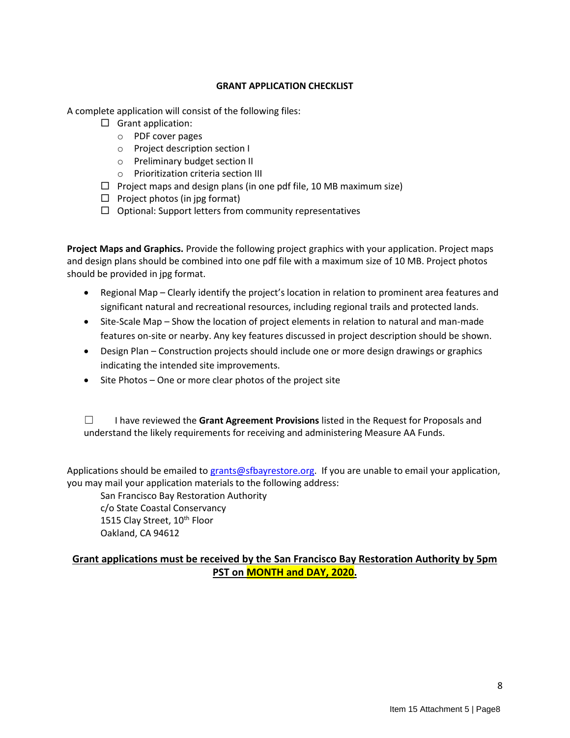## GRANT APPLICATION CHECKLIST

A complete application will consist of the following files:

- ☐ Grant application:
  - PDF cover pages
  - Project description section I
  - Preliminary budget section II
  - Prioritization criteria section III
- ☐ Project maps and design plans (in one pdf file, 10 MB maximum size)
- ☐ Project photos (in jpg format)
- ☐ Optional: Support letters from community representatives

**Project Maps and Graphics.** Provide the following project graphics with your application. Project maps and design plans should be combined into one pdf file with a maximum size of 10 MB. Project photos should be provided in jpg format.

- Regional Map – Clearly identify the project's location in relation to prominent area features and significant natural and recreational resources, including regional trails and protected lands.
- Site-Scale Map – Show the location of project elements in relation to natural and man-made features on-site or nearby. Any key features discussed in project description should be shown.
- Design Plan – Construction projects should include one or more design drawings or graphics indicating the intended site improvements.
- Site Photos – One or more clear photos of the project site

☐ I have reviewed the **Grant Agreement Provisions** listed in the Request for Proposals and understand the likely requirements for receiving and administering Measure AA Funds.

Applications should be emailed to grants@sfbayrestore.org. If you are unable to email your application, you may mail your application materials to the following address:

San Francisco Bay Restoration Authority
c/o State Coastal Conservancy
1515 Clay Street, 10th Floor
Oakland, CA 94612

**Grant applications must be received by the San Francisco Bay Restoration Authority by 5pm PST on MONTH and DAY, 2020.**